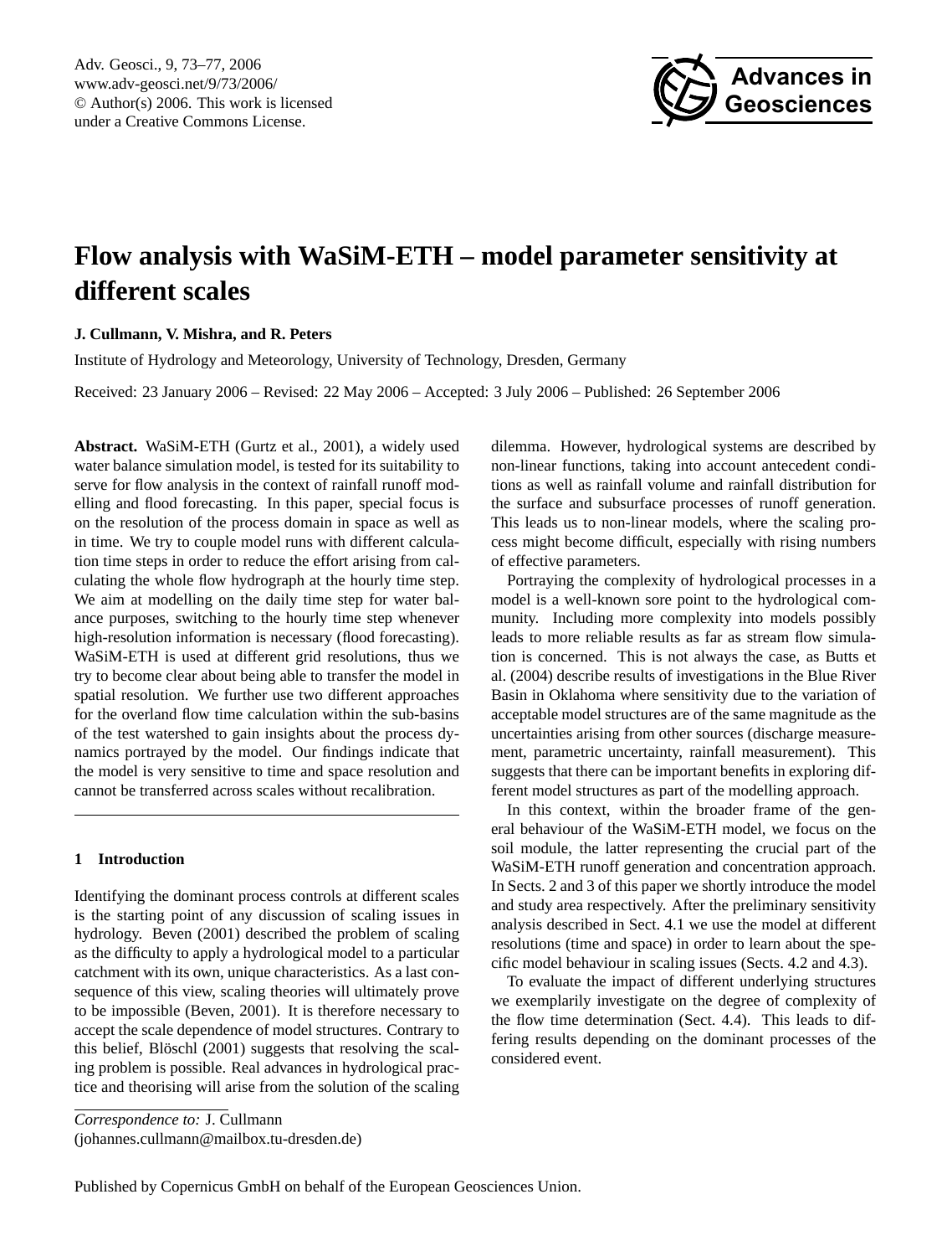# Flow analysis with WaSiM-ETH – model parameter sensitivity at different scales

**J. Cullmann, V. Mishra, and R. Peters**

Institute of Hydrology and Meteorology, University of Technology, Dresden, Germany

Received: 23 January 2006 – Revised: 22 May 2006 – Accepted: 3 July 2006 – Published: 26 September 2006

**Abstract.** WaSiM-ETH (Gurtz et al., 2001), a widely used water balance simulation model, is tested for its suitability to serve for flow analysis in the context of rainfall runoff modelling and flood forecasting. In this paper, special focus is on the resolution of the process domain in space as well as in time. We try to couple model runs with different calculation time steps in order to reduce the effort arising from calculating the whole flow hydrograph at the hourly time step. We aim at modelling on the daily time step for water balance purposes, switching to the hourly time step whenever high-resolution information is necessary (flood forecasting). WaSiM-ETH is used at different grid resolutions, thus we try to become clear about being able to transfer the model in spatial resolution. We further use two different approaches for the overland flow time calculation within the sub-basins of the test watershed to gain insights about the process dynamics portrayed by the model. Our findings indicate that the model is very sensitive to time and space resolution and cannot be transferred across scales without recalibration.

## 1 Introduction

Identifying the dominant process controls at different scales is the starting point of any discussion of scaling issues in hydrology. Beven (2001) described the problem of scaling as the difficulty to apply a hydrological model to a particular catchment with its own, unique characteristics. As a last consequence of this view, scaling theories will ultimately prove to be impossible (Beven, 2001). It is therefore necessary to accept the scale dependence of model structures. Contrary to this belief, Blöschl (2001) suggests that resolving the scaling problem is possible. Real advances in hydrological practice and theorising will arise from the solution of the scaling dilemma. However, hydrological systems are described by non-linear functions, taking into account antecedent conditions as well as rainfall volume and rainfall distribution for the surface and subsurface processes of runoff generation. This leads us to non-linear models, where the scaling process might become difficult, especially with rising numbers of effective parameters.

Portraying the complexity of hydrological processes in a model is a well-known sore point to the hydrological community. Including more complexity into models possibly leads to more reliable results as far as stream flow simulation is concerned. This is not always the case, as Butts et al. (2004) describe results of investigations in the Blue River Basin in Oklahoma where sensitivity due to the variation of acceptable model structures are of the same magnitude as the uncertainties arising from other sources (discharge measurement, parametric uncertainty, rainfall measurement). This suggests that there can be important benefits in exploring different model structures as part of the modelling approach.

In this context, within the broader frame of the general behaviour of the WaSiM-ETH model, we focus on the soil module, the latter representing the crucial part of the WaSiM-ETH runoff generation and concentration approach. In Sects. 2 and 3 of this paper we shortly introduce the model and study area respectively. After the preliminary sensitivity analysis described in Sect. 4.1 we use the model at different resolutions (time and space) in order to learn about the specific model behaviour in scaling issues (Sects. 4.2 and 4.3).

To evaluate the impact of different underlying structures we exemplarily investigate on the degree of complexity of the flow time determination (Sect. 4.4). This leads to differing results depending on the dominant processes of the considered event.

*Correspondence to:* J. Cullmann
(johannes.cullmann@mailbox.tu-dresden.de)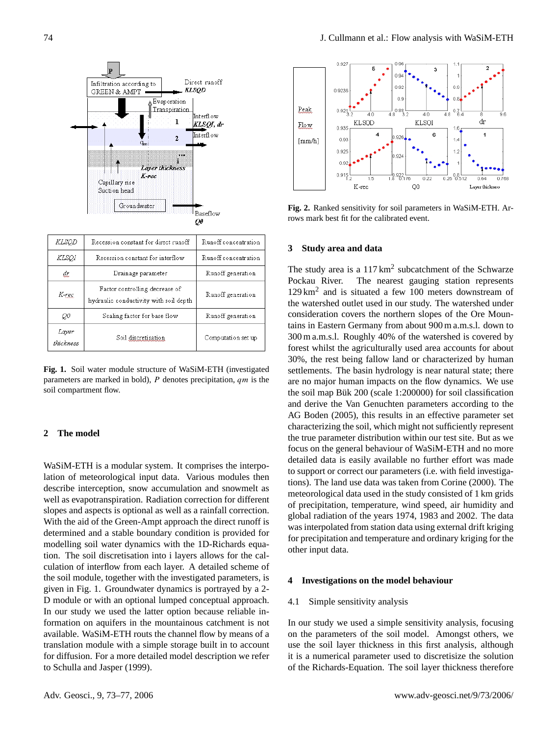| *KLSQD* | Recession constant for direct runoff | Runoff concentration |
|---|---|---|
| *KLSQI* | Recession constant for interflow | Runoff concentration |
| *dr* | Drainage parameter | Runoff generation |
| *K-rec* | Factor controlling decrease of hydraulic conductivity with soil depth | Runoff generation |
| *Q0* | Scaling factor for base flow | Runoff generation |
| *Layer thickness* | Soil discretisation | Computation set up |

**Fig. 1.** Soil water module structure of WaSiM-ETH (investigated parameters are marked in bold), $P$ denotes precipitation, $qm$ is the soil compartment flow.

## 2 The model

WaSiM-ETH is a modular system. It comprises the interpolation of meteorological input data. Various modules then describe interception, snow accumulation and snowmelt as well as evapotranspiration. Radiation correction for different slopes and aspects is optional as well as a rainfall correction. With the aid of the Green-Ampt approach the direct runoff is determined and a stable boundary condition is provided for modelling soil water dynamics with the 1D-Richards equation. The soil discretisation into i layers allows for the calculation of interflow from each layer. A detailed scheme of the soil module, together with the investigated parameters, is given in Fig. 1. Groundwater dynamics is portrayed by a 2-D module or with an optional lumped conceptual approach. In our study we used the latter option because reliable information on aquifers in the mountainous catchment is not available. WaSiM-ETH routs the channel flow by means of a translation module with a simple storage built in to account for diffusion. For a more detailed model description we refer to Schulla and Jasper (1999).

**Fig. 2.** Ranked sensitivity for soil parameters in WaSiM-ETH. Arrows mark best fit for the calibrated event.

## 3 Study area and data

The study area is a 117 $km^2$ subcatchment of the Schwarze Pockau River. The nearest gauging station represents 129 $km^2$ and is situated a few 100 meters downstream of the watershed outlet used in our study. The watershed under consideration covers the northern slopes of the Ore Mountains in Eastern Germany from about 900 m a.m.s.l. down to 300 m a.m.s.l. Roughly 40% of the watershed is covered by forest whilst the agriculturally used area accounts for about 30%, the rest being fallow land or characterized by human settlements. The basin hydrology is near natural state; there are no major human impacts on the flow dynamics. We use the soil map Bük 200 (scale 1:200000) for soil classification and derive the Van Genuchten parameters according to the AG Boden (2005), this results in an effective parameter set characterizing the soil, which might not sufficiently represent the true parameter distribution within our test site. But as we focus on the general behaviour of WaSiM-ETH and no more detailed data is easily available no further effort was made to support or correct our parameters (i.e. with field investigations). The land use data was taken from Corine (2000). The meteorological data used in the study consisted of 1 km grids of precipitation, temperature, wind speed, air humidity and global radiation of the years 1974, 1983 and 2002. The data was interpolated from station data using external drift kriging for precipitation and temperature and ordinary kriging for the other input data.

## 4 Investigations on the model behaviour

### 4.1 Simple sensitivity analysis

In our study we used a simple sensitivity analysis, focusing on the parameters of the soil model. Amongst others, we use the soil layer thickness in this first analysis, although it is a numerical parameter used to discretisize the solution of the Richards-Equation. The soil layer thickness therefore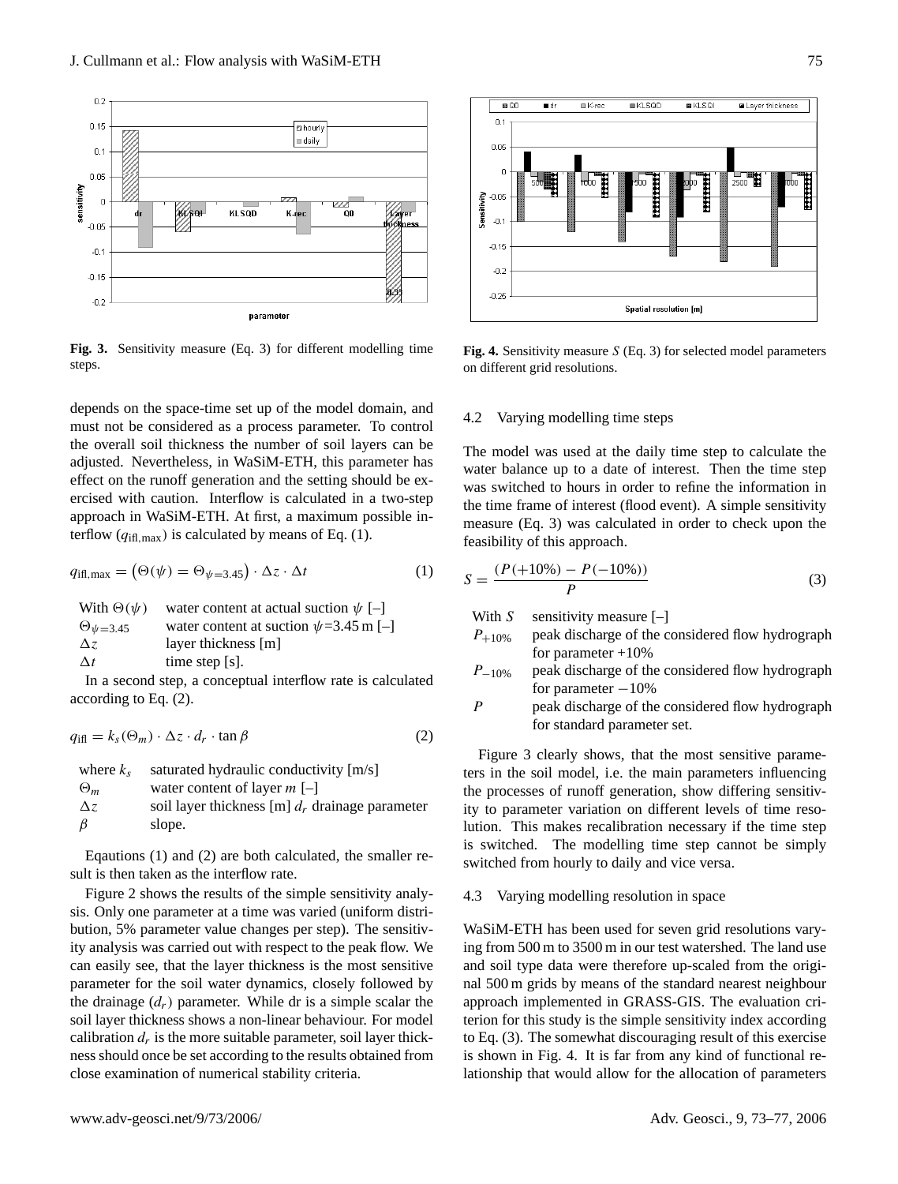**Fig. 3.** Sensitivity measure (Eq. 3) for different modelling time steps.

**Fig. 4.** Sensitivity measure $S$ (Eq. 3) for selected model parameters on different grid resolutions.

depends on the space-time set up of the model domain, and must not be considered as a process parameter. To control the overall soil thickness the number of soil layers can be adjusted. Nevertheless, in WaSiM-ETH, this parameter has effect on the runoff generation and the setting should be exercised with caution. Interflow is calculated in a two-step approach in WaSiM-ETH. At first, a maximum possible interflow ($q_{\text{ifl,max}}$) is calculated by means of Eq. (1).

$$q_{\text{ifl,max}} = \left(\Theta(\psi) = \Theta_{\psi=3.45}\right) \cdot \Delta z \cdot \Delta t \tag{1}$$

With $\Theta(\psi)$ water content at actual suction $\psi$ [–]
$\Theta_{\psi=3.45}$ water content at suction $\psi$=3.45 m [–]
$\Delta z$ layer thickness [m]
$\Delta t$ time step [s].

In a second step, a conceptual interflow rate is calculated according to Eq. (2).

$$q_{\text{ifl}} = k_s(\Theta_m) \cdot \Delta z \cdot d_r \cdot \tan\beta \tag{2}$$

where $k_s$ saturated hydraulic conductivity [m/s]
$\Theta_m$ water content of layer $m$ [–]
$\Delta z$ soil layer thickness [m] $d_r$ drainage parameter
$\beta$ slope.

Eqautions (1) and (2) are both calculated, the smaller result is then taken as the interflow rate.

Figure 2 shows the results of the simple sensitivity analysis. Only one parameter at a time was varied (uniform distribution, 5% parameter value changes per step). The sensitivity analysis was carried out with respect to the peak flow. We can easily see, that the layer thickness is the most sensitive parameter for the soil water dynamics, closely followed by the drainage ($d_r$) parameter. While dr is a simple scalar the soil layer thickness shows a non-linear behaviour. For model calibration $d_r$ is the more suitable parameter, soil layer thickness should once be set according to the results obtained from close examination of numerical stability criteria.

### 4.2 Varying modelling time steps

The model was used at the daily time step to calculate the water balance up to a date of interest. Then the time step was switched to hours in order to refine the information in the time frame of interest (flood event). A simple sensitivity measure (Eq. 3) was calculated in order to check upon the feasibility of this approach.

$$S = \frac{(P(+10\%) - P(-10\%))}{P} \tag{3}$$

With $S$ sensitivity measure [–]
$P_{+10\%}$ peak discharge of the considered flow hydrograph for parameter +10%
$P_{-10\%}$ peak discharge of the considered flow hydrograph for parameter −10%
$P$ peak discharge of the considered flow hydrograph for standard parameter set.

Figure 3 clearly shows, that the most sensitive parameters in the soil model, i.e. the main parameters influencing the processes of runoff generation, show differing sensitivity to parameter variation on different levels of time resolution. This makes recalibration necessary if the time step is switched. The modelling time step cannot be simply switched from hourly to daily and vice versa.

### 4.3 Varying modelling resolution in space

WaSiM-ETH has been used for seven grid resolutions varying from 500 m to 3500 m in our test watershed. The land use and soil type data were therefore up-scaled from the original 500 m grids by means of the standard nearest neighbour approach implemented in GRASS-GIS. The evaluation criterion for this study is the simple sensitivity index according to Eq. (3). The somewhat discouraging result of this exercise is shown in Fig. 4. It is far from any kind of functional relationship that would allow for the allocation of parameters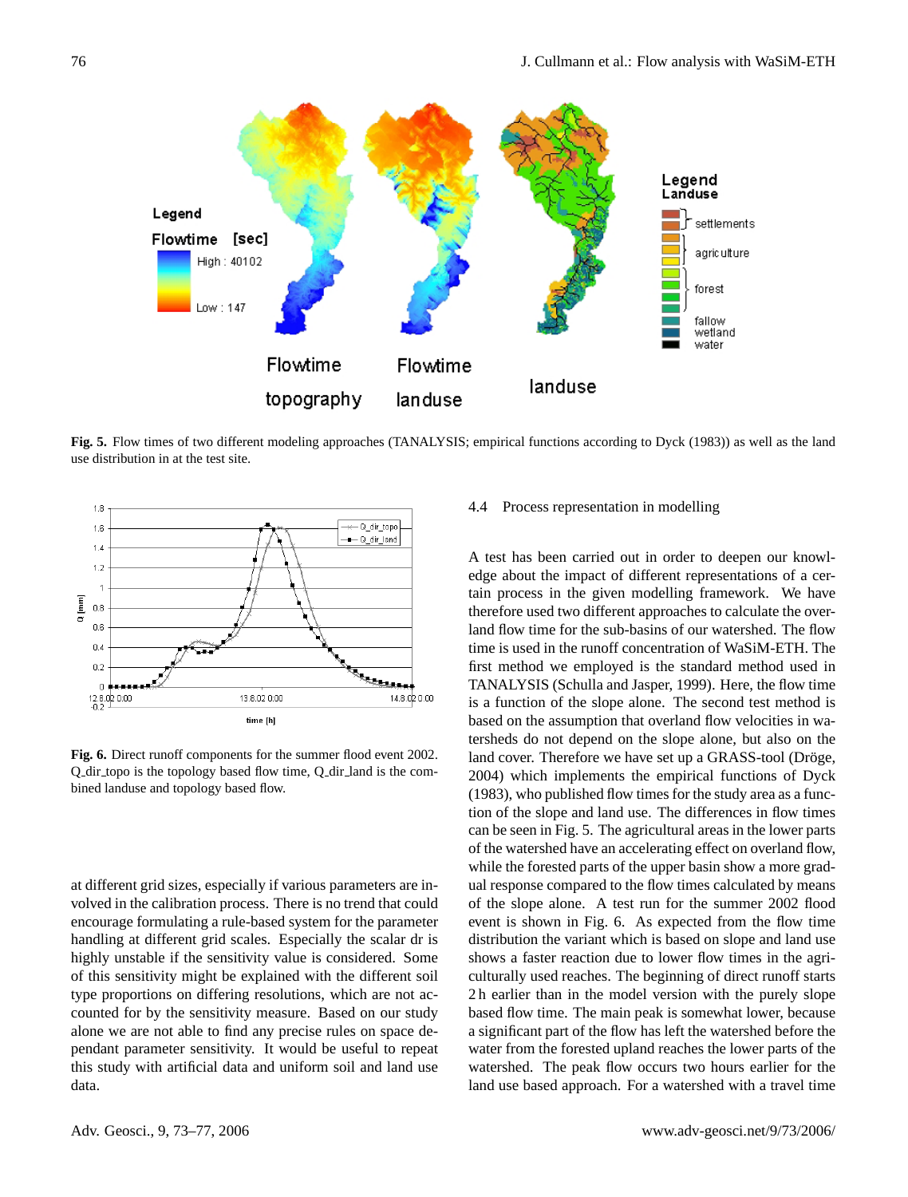**Fig. 5.** Flow times of two different modeling approaches (TANALYSIS; empirical functions according to Dyck (1983)) as well as the land use distribution in at the test site.

**Fig. 6.** Direct runoff components for the summer flood event 2002. Q_dir_topo is the topology based flow time, Q_dir_land is the combined landuse and topology based flow.

at different grid sizes, especially if various parameters are involved in the calibration process. There is no trend that could encourage formulating a rule-based system for the parameter handling at different grid scales. Especially the scalar dr is highly unstable if the sensitivity value is considered. Some of this sensitivity might be explained with the different soil type proportions on differing resolutions, which are not accounted for by the sensitivity measure. Based on our study alone we are not able to find any precise rules on space dependant parameter sensitivity. It would be useful to repeat this study with artificial data and uniform soil and land use data.

### 4.4 Process representation in modelling

A test has been carried out in order to deepen our knowledge about the impact of different representations of a certain process in the given modelling framework. We have therefore used two different approaches to calculate the overland flow time for the sub-basins of our watershed. The flow time is used in the runoff concentration of WaSiM-ETH. The first method we employed is the standard method used in TANALYSIS (Schulla and Jasper, 1999). Here, the flow time is a function of the slope alone. The second test method is based on the assumption that overland flow velocities in watersheds do not depend on the slope alone, but also on the land cover. Therefore we have set up a GRASS-tool (Dröge, 2004) which implements the empirical functions of Dyck (1983), who published flow times for the study area as a function of the slope and land use. The differences in flow times can be seen in Fig. 5. The agricultural areas in the lower parts of the watershed have an accelerating effect on overland flow, while the forested parts of the upper basin show a more gradual response compared to the flow times calculated by means of the slope alone. A test run for the summer 2002 flood event is shown in Fig. 6. As expected from the flow time distribution the variant which is based on slope and land use shows a faster reaction due to lower flow times in the agriculturally used reaches. The beginning of direct runoff starts 2 h earlier than in the model version with the purely slope based flow time. The main peak is somewhat lower, because a significant part of the flow has left the watershed before the water from the forested upland reaches the lower parts of the watershed. The peak flow occurs two hours earlier for the land use based approach. For a watershed with a travel time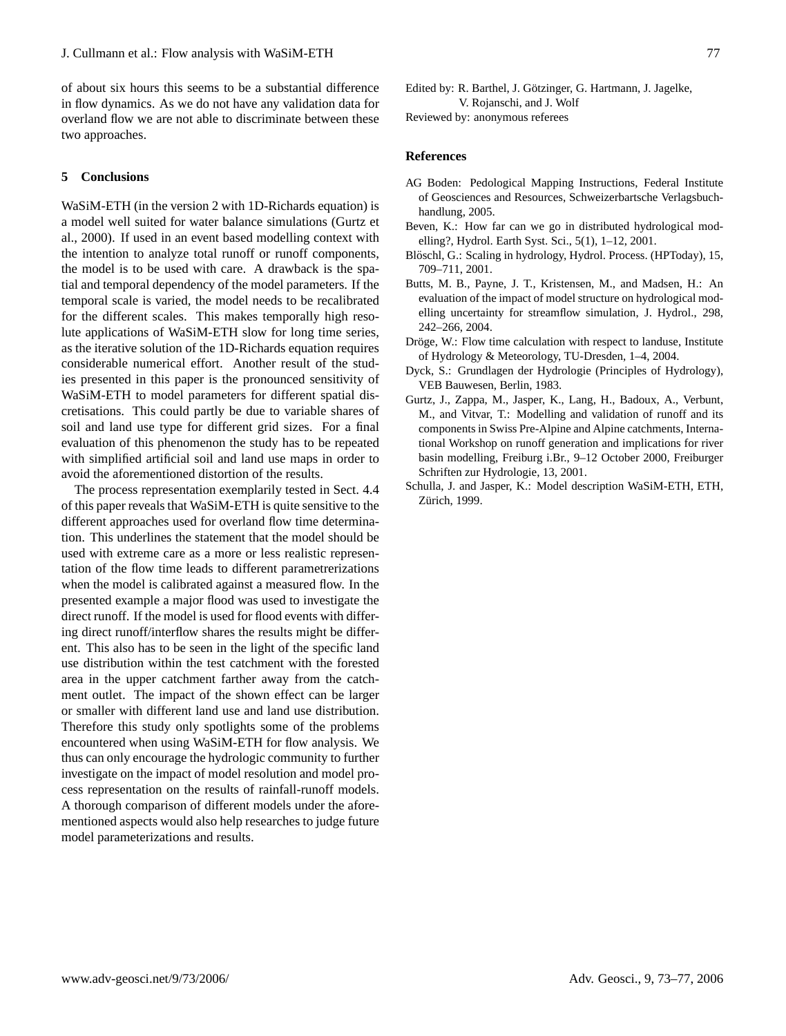of about six hours this seems to be a substantial difference in flow dynamics. As we do not have any validation data for overland flow we are not able to discriminate between these two approaches.

## 5 Conclusions

WaSiM-ETH (in the version 2 with 1D-Richards equation) is a model well suited for water balance simulations (Gurtz et al., 2000). If used in an event based modelling context with the intention to analyze total runoff or runoff components, the model is to be used with care. A drawback is the spatial and temporal dependency of the model parameters. If the temporal scale is varied, the model needs to be recalibrated for the different scales. This makes temporally high resolute applications of WaSiM-ETH slow for long time series, as the iterative solution of the 1D-Richards equation requires considerable numerical effort. Another result of the studies presented in this paper is the pronounced sensitivity of WaSiM-ETH to model parameters for different spatial discretisations. This could partly be due to variable shares of soil and land use type for different grid sizes. For a final evaluation of this phenomenon the study has to be repeated with simplified artificial soil and land use maps in order to avoid the aforementioned distortion of the results.

The process representation exemplarily tested in Sect. 4.4 of this paper reveals that WaSiM-ETH is quite sensitive to the different approaches used for overland flow time determination. This underlines the statement that the model should be used with extreme care as a more or less realistic representation of the flow time leads to different parametrerizations when the model is calibrated against a measured flow. In the presented example a major flood was used to investigate the direct runoff. If the model is used for flood events with differing direct runoff/interflow shares the results might be different. This also has to be seen in the light of the specific land use distribution within the test catchment with the forested area in the upper catchment farther away from the catchment outlet. The impact of the shown effect can be larger or smaller with different land use and land use distribution. Therefore this study only spotlights some of the problems encountered when using WaSiM-ETH for flow analysis. We thus can only encourage the hydrologic community to further investigate on the impact of model resolution and model process representation on the results of rainfall-runoff models. A thorough comparison of different models under the aforementioned aspects would also help researches to judge future model parameterizations and results.

Edited by: R. Barthel, J. Götzinger, G. Hartmann, J. Jagelke, V. Rojanschi, and J. Wolf
Reviewed by: anonymous referees

## References

AG Boden: Pedological Mapping Instructions, Federal Institute of Geosciences and Resources, Schweizerbartsche Verlagsbuchhandlung, 2005.

Beven, K.: How far can we go in distributed hydrological modelling?, Hydrol. Earth Syst. Sci., 5(1), 1–12, 2001.

Blöschl, G.: Scaling in hydrology, Hydrol. Process. (HPToday), 15, 709–711, 2001.

Butts, M. B., Payne, J. T., Kristensen, M., and Madsen, H.: An evaluation of the impact of model structure on hydrological modelling uncertainty for streamflow simulation, J. Hydrol., 298, 242–266, 2004.

Dröge, W.: Flow time calculation with respect to landuse, Institute of Hydrology & Meteorology, TU-Dresden, 1–4, 2004.

Dyck, S.: Grundlagen der Hydrologie (Principles of Hydrology), VEB Bauwesen, Berlin, 1983.

Gurtz, J., Zappa, M., Jasper, K., Lang, H., Badoux, A., Verbunt, M., and Vitvar, T.: Modelling and validation of runoff and its components in Swiss Pre-Alpine and Alpine catchments, International Workshop on runoff generation and implications for river basin modelling, Freiburg i.Br., 9–12 October 2000, Freiburger Schriften zur Hydrologie, 13, 2001.

Schulla, J. and Jasper, K.: Model description WaSiM-ETH, ETH, Zürich, 1999.